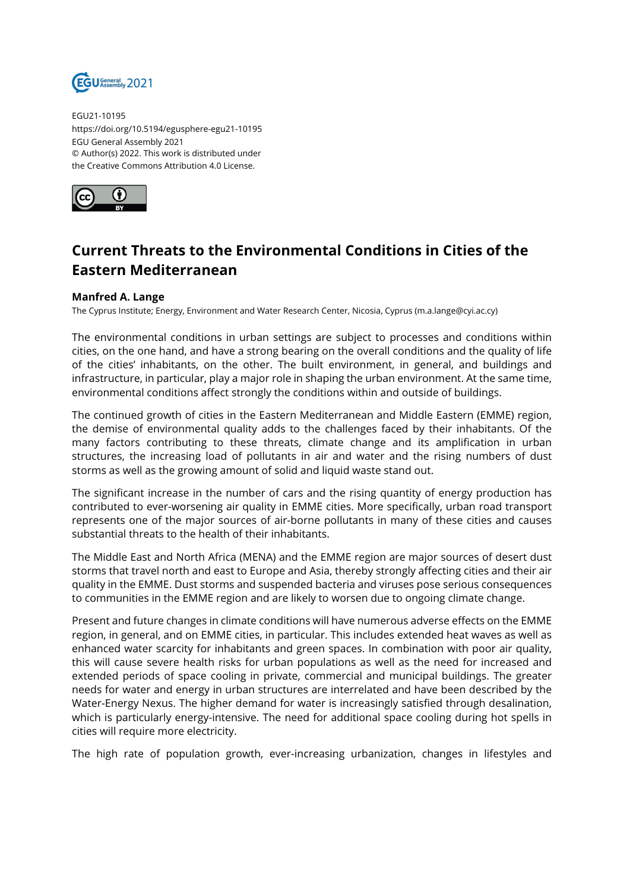EGU21-10195
https://doi.org/10.5194/egusphere-egu21-10195
EGU General Assembly 2021
© Author(s) 2022. This work is distributed under
the Creative Commons Attribution 4.0 License.

# Current Threats to the Environmental Conditions in Cities of the Eastern Mediterranean

**Manfred A. Lange**
The Cyprus Institute; Energy, Environment and Water Research Center, Nicosia, Cyprus (m.a.lange@cyi.ac.cy)

The environmental conditions in urban settings are subject to processes and conditions within cities, on the one hand, and have a strong bearing on the overall conditions and the quality of life of the cities' inhabitants, on the other. The built environment, in general, and buildings and infrastructure, in particular, play a major role in shaping the urban environment. At the same time, environmental conditions affect strongly the conditions within and outside of buildings.

The continued growth of cities in the Eastern Mediterranean and Middle Eastern (EMME) region, the demise of environmental quality adds to the challenges faced by their inhabitants. Of the many factors contributing to these threats, climate change and its amplification in urban structures, the increasing load of pollutants in air and water and the rising numbers of dust storms as well as the growing amount of solid and liquid waste stand out.

The significant increase in the number of cars and the rising quantity of energy production has contributed to ever-worsening air quality in EMME cities. More specifically, urban road transport represents one of the major sources of air-borne pollutants in many of these cities and causes substantial threats to the health of their inhabitants.

The Middle East and North Africa (MENA) and the EMME region are major sources of desert dust storms that travel north and east to Europe and Asia, thereby strongly affecting cities and their air quality in the EMME. Dust storms and suspended bacteria and viruses pose serious consequences to communities in the EMME region and are likely to worsen due to ongoing climate change.

Present and future changes in climate conditions will have numerous adverse effects on the EMME region, in general, and on EMME cities, in particular. This includes extended heat waves as well as enhanced water scarcity for inhabitants and green spaces. In combination with poor air quality, this will cause severe health risks for urban populations as well as the need for increased and extended periods of space cooling in private, commercial and municipal buildings. The greater needs for water and energy in urban structures are interrelated and have been described by the Water-Energy Nexus. The higher demand for water is increasingly satisfied through desalination, which is particularly energy-intensive. The need for additional space cooling during hot spells in cities will require more electricity.

The high rate of population growth, ever-increasing urbanization, changes in lifestyles and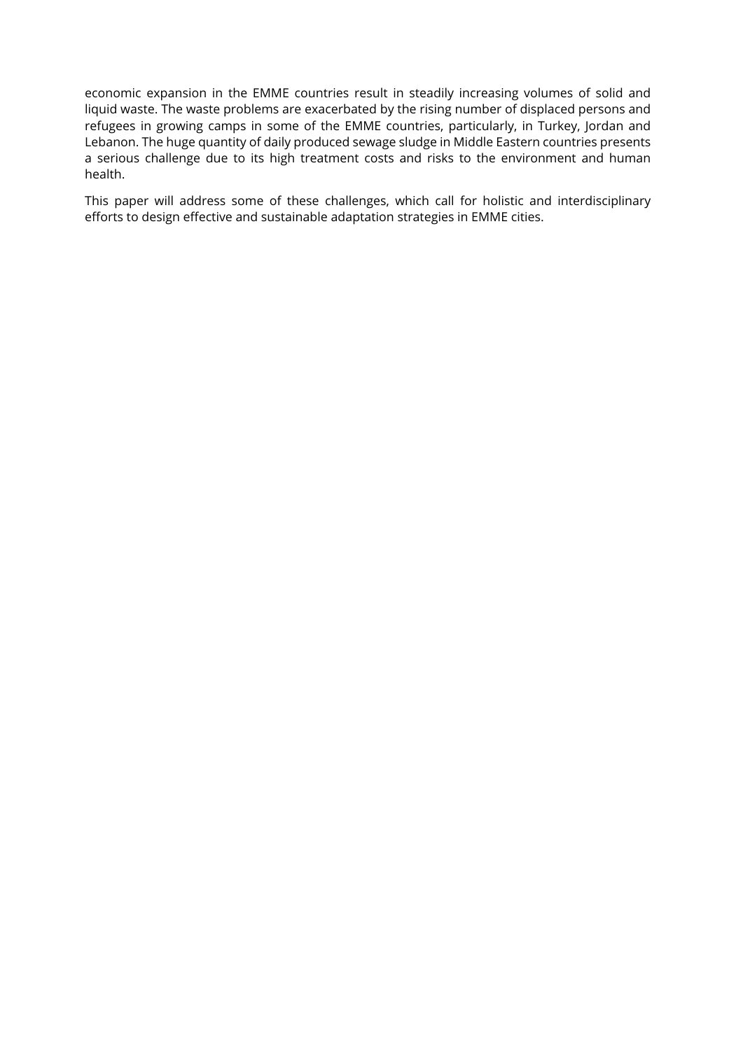economic expansion in the EMME countries result in steadily increasing volumes of solid and liquid waste. The waste problems are exacerbated by the rising number of displaced persons and refugees in growing camps in some of the EMME countries, particularly, in Turkey, Jordan and Lebanon. The huge quantity of daily produced sewage sludge in Middle Eastern countries presents a serious challenge due to its high treatment costs and risks to the environment and human health.

This paper will address some of these challenges, which call for holistic and interdisciplinary efforts to design effective and sustainable adaptation strategies in EMME cities.